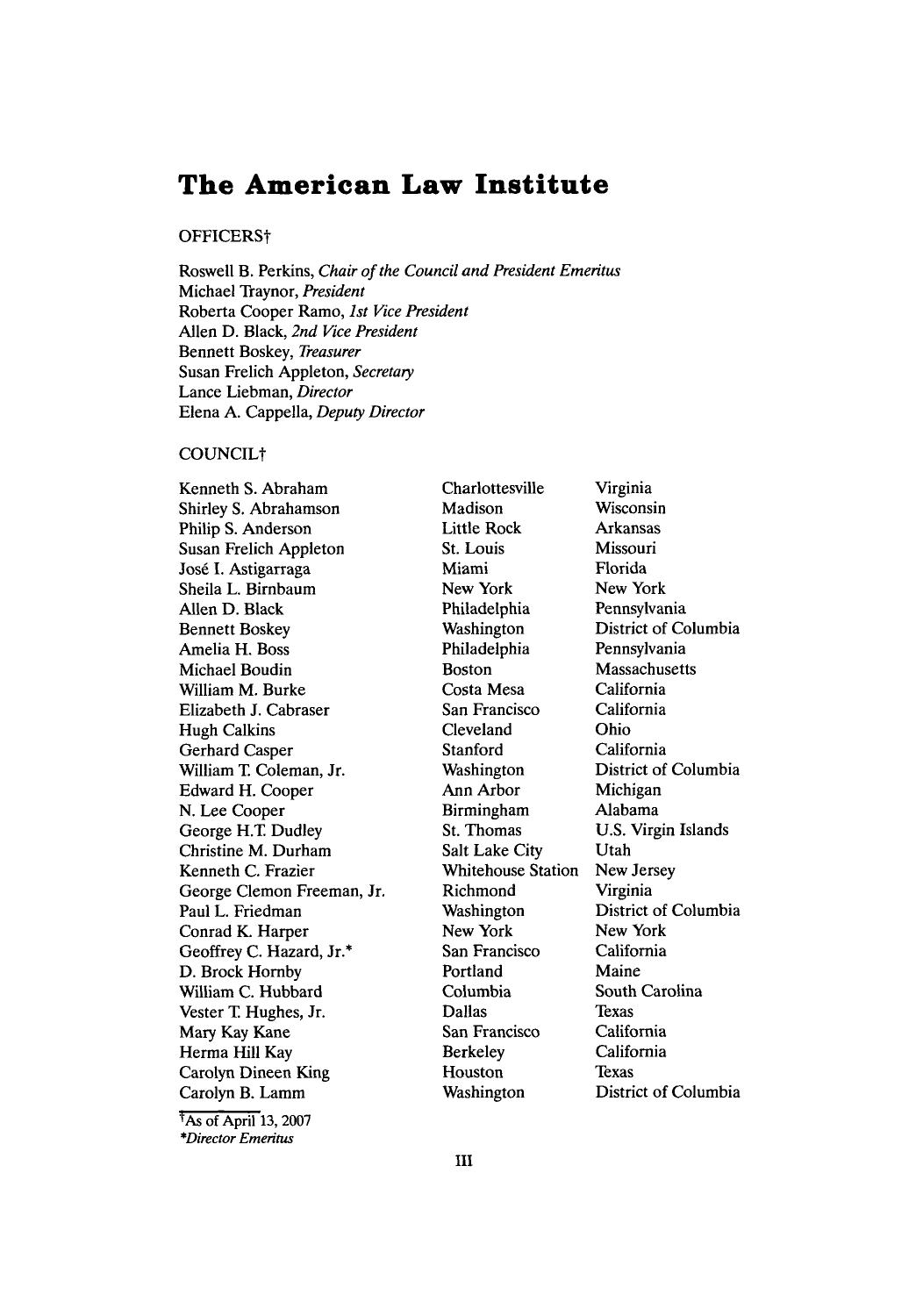# The American Law Institute

OFFICERS†

Roswell B. Perkins, *Chair of the Council and President Emeritus*
Michael Traynor, *President*
Roberta Cooper Ramo, *1st Vice President*
Allen D. Black, *2nd Vice President*
Bennett Boskey, *Treasurer*
Susan Frelich Appleton, *Secretary*
Lance Liebman, *Director*
Elena A. Cappella, *Deputy Director*

COUNCIL†

| | | |
|---|---|---|
| Kenneth S. Abraham | Charlottesville | Virginia |
| Shirley S. Abrahamson | Madison | Wisconsin |
| Philip S. Anderson | Little Rock | Arkansas |
| Susan Frelich Appleton | St. Louis | Missouri |
| José I. Astigarraga | Miami | Florida |
| Sheila L. Birnbaum | New York | New York |
| Allen D. Black | Philadelphia | Pennsylvania |
| Bennett Boskey | Washington | District of Columbia |
| Amelia H. Boss | Philadelphia | Pennsylvania |
| Michael Boudin | Boston | Massachusetts |
| William M. Burke | Costa Mesa | California |
| Elizabeth J. Cabraser | San Francisco | California |
| Hugh Calkins | Cleveland | Ohio |
| Gerhard Casper | Stanford | California |
| William T. Coleman, Jr. | Washington | District of Columbia |
| Edward H. Cooper | Ann Arbor | Michigan |
| N. Lee Cooper | Birmingham | Alabama |
| George H.T. Dudley | St. Thomas | U.S. Virgin Islands |
| Christine M. Durham | Salt Lake City | Utah |
| Kenneth C. Frazier | Whitehouse Station | New Jersey |
| George Clemon Freeman, Jr. | Richmond | Virginia |
| Paul L. Friedman | Washington | District of Columbia |
| Conrad K. Harper | New York | New York |
| Geoffrey C. Hazard, Jr.* | San Francisco | California |
| D. Brock Hornby | Portland | Maine |
| William C. Hubbard | Columbia | South Carolina |
| Vester T. Hughes, Jr. | Dallas | Texas |
| Mary Kay Kane | San Francisco | California |
| Herma Hill Kay | Berkeley | California |
| Carolyn Dineen King | Houston | Texas |
| Carolyn B. Lamm | Washington | District of Columbia |

†As of April 13, 2007
*Director Emeritus*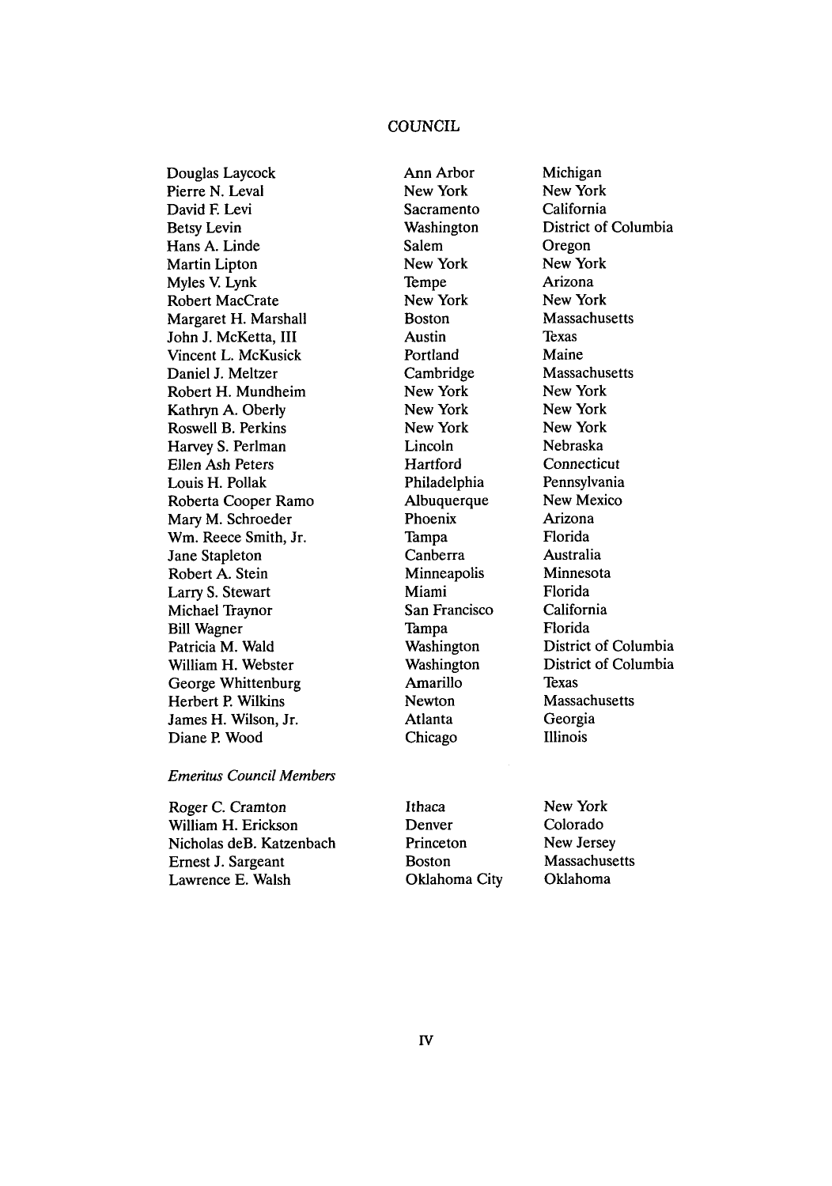## COUNCIL

| | | |
|---|---|---|
| Douglas Laycock | Ann Arbor | Michigan |
| Pierre N. Leval | New York | New York |
| David F. Levi | Sacramento | California |
| Betsy Levin | Washington | District of Columbia |
| Hans A. Linde | Salem | Oregon |
| Martin Lipton | New York | New York |
| Myles V. Lynk | Tempe | Arizona |
| Robert MacCrate | New York | New York |
| Margaret H. Marshall | Boston | Massachusetts |
| John J. McKetta, III | Austin | Texas |
| Vincent L. McKusick | Portland | Maine |
| Daniel J. Meltzer | Cambridge | Massachusetts |
| Robert H. Mundheim | New York | New York |
| Kathryn A. Oberly | New York | New York |
| Roswell B. Perkins | New York | New York |
| Harvey S. Perlman | Lincoln | Nebraska |
| Ellen Ash Peters | Hartford | Connecticut |
| Louis H. Pollak | Philadelphia | Pennsylvania |
| Roberta Cooper Ramo | Albuquerque | New Mexico |
| Mary M. Schroeder | Phoenix | Arizona |
| Wm. Reece Smith, Jr. | Tampa | Florida |
| Jane Stapleton | Canberra | Australia |
| Robert A. Stein | Minneapolis | Minnesota |
| Larry S. Stewart | Miami | Florida |
| Michael Traynor | San Francisco | California |
| Bill Wagner | Tampa | Florida |
| Patricia M. Wald | Washington | District of Columbia |
| William H. Webster | Washington | District of Columbia |
| George Whittenburg | Amarillo | Texas |
| Herbert P. Wilkins | Newton | Massachusetts |
| James H. Wilson, Jr. | Atlanta | Georgia |
| Diane P. Wood | Chicago | Illinois |

*Emeritus Council Members*

| | | |
|---|---|---|
| Roger C. Cramton | Ithaca | New York |
| William H. Erickson | Denver | Colorado |
| Nicholas deB. Katzenbach | Princeton | New Jersey |
| Ernest J. Sargeant | Boston | Massachusetts |
| Lawrence E. Walsh | Oklahoma City | Oklahoma |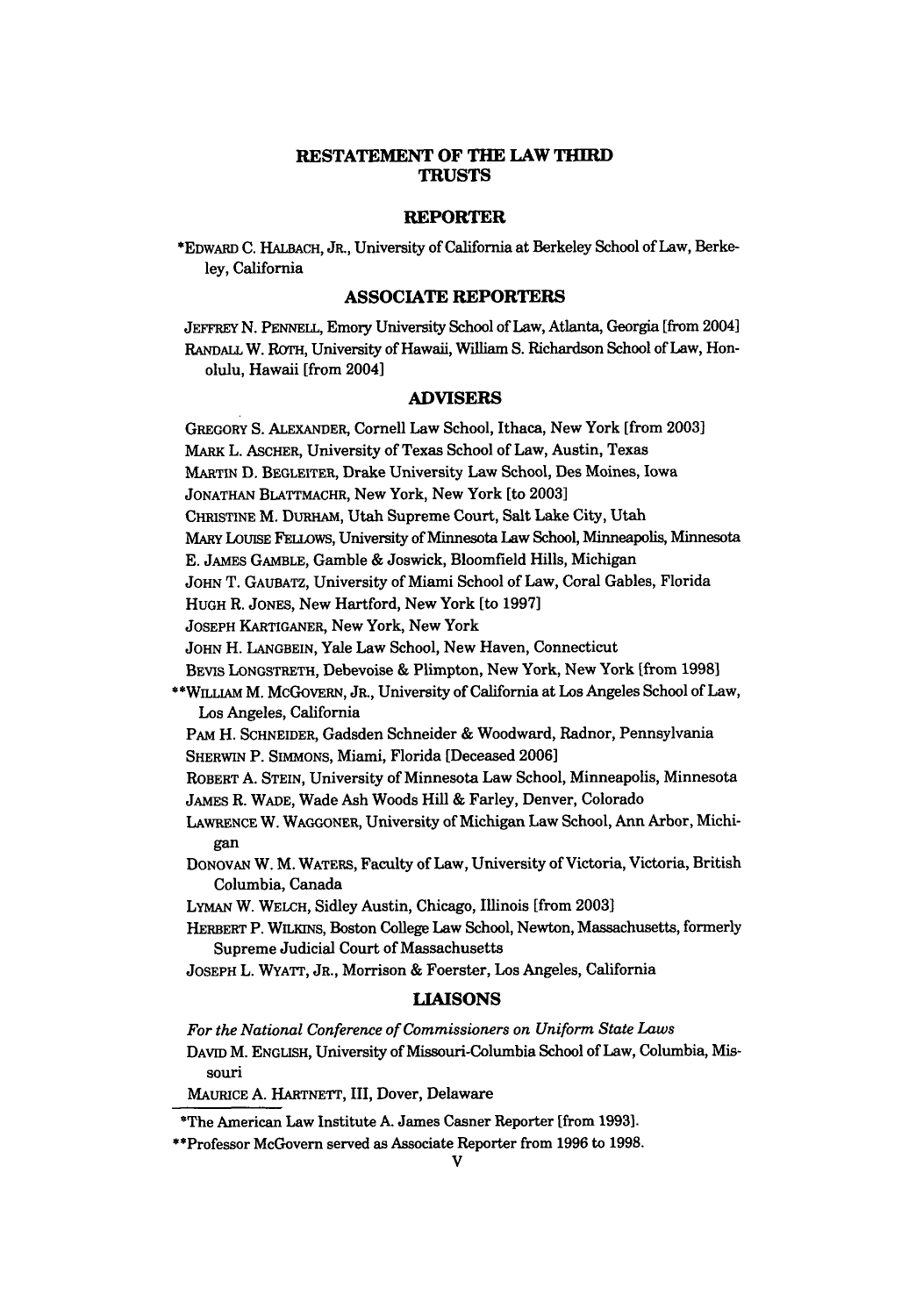# RESTATEMENT OF THE LAW THIRD
# TRUSTS

## REPORTER

*EDWARD C. HALBACH, JR., University of California at Berkeley School of Law, Berkeley, California

## ASSOCIATE REPORTERS

JEFFREY N. PENNELL, Emory University School of Law, Atlanta, Georgia [from 2004]

RANDALL W. ROTH, University of Hawaii, William S. Richardson School of Law, Honolulu, Hawaii [from 2004]

## ADVISERS

GREGORY S. ALEXANDER, Cornell Law School, Ithaca, New York [from 2003]

MARK L. ASCHER, University of Texas School of Law, Austin, Texas

MARTIN D. BEGLEITER, Drake University Law School, Des Moines, Iowa

JONATHAN BLATTMACHR, New York, New York [to 2003]

CHRISTINE M. DURHAM, Utah Supreme Court, Salt Lake City, Utah

MARY LOUISE FELLOWS, University of Minnesota Law School, Minneapolis, Minnesota

E. JAMES GAMBLE, Gamble & Joswick, Bloomfield Hills, Michigan

JOHN T. GAUBATZ, University of Miami School of Law, Coral Gables, Florida

HUGH R. JONES, New Hartford, New York [to 1997]

JOSEPH KARTIGANER, New York, New York

JOHN H. LANGBEIN, Yale Law School, New Haven, Connecticut

BEVIS LONGSTRETH, Debevoise & Plimpton, New York, New York [from 1998]

**WILLIAM M. MCGOVERN, JR., University of California at Los Angeles School of Law, Los Angeles, California

PAM H. SCHNEIDER, Gadsden Schneider & Woodward, Radnor, Pennsylvania

SHERWIN P. SIMMONS, Miami, Florida [Deceased 2006]

ROBERT A. STEIN, University of Minnesota Law School, Minneapolis, Minnesota

JAMES R. WADE, Wade Ash Woods Hill & Farley, Denver, Colorado

LAWRENCE W. WAGGONER, University of Michigan Law School, Ann Arbor, Michigan

DONOVAN W. M. WATERS, Faculty of Law, University of Victoria, Victoria, British Columbia, Canada

LYMAN W. WELCH, Sidley Austin, Chicago, Illinois [from 2003]

HERBERT P. WILKINS, Boston College Law School, Newton, Massachusetts, formerly Supreme Judicial Court of Massachusetts

JOSEPH L. WYATT, JR., Morrison & Foerster, Los Angeles, California

## LIAISONS

*For the National Conference of Commissioners on Uniform State Laws*

DAVID M. ENGLISH, University of Missouri-Columbia School of Law, Columbia, Missouri

MAURICE A. HARTNETT, III, Dover, Delaware

---

*The American Law Institute A. James Casner Reporter [from 1993].

**Professor McGovern served as Associate Reporter from 1996 to 1998.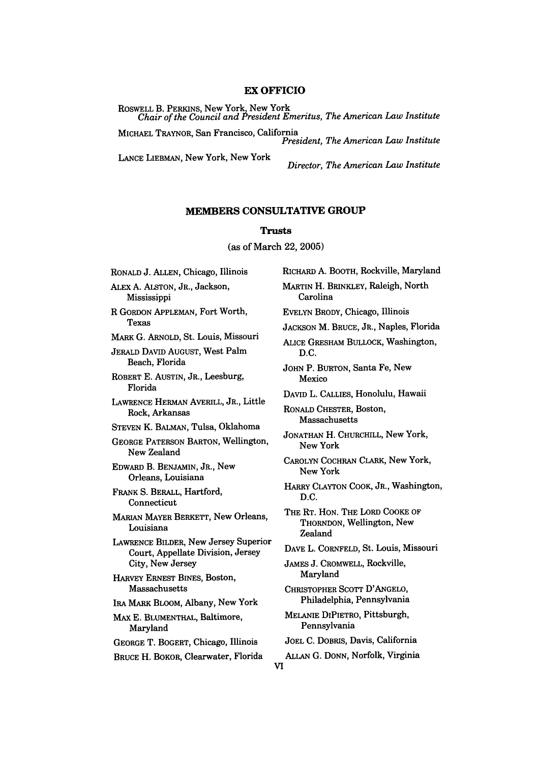## EX OFFICIO

ROSWELL B. PERKINS, New York, New York
*Chair of the Council and President Emeritus, The American Law Institute*

MICHAEL TRAYNOR, San Francisco, California
*President, The American Law Institute*

LANCE LIEBMAN, New York, New York
*Director, The American Law Institute*

## MEMBERS CONSULTATIVE GROUP

### Trusts

(as of March 22, 2005)

RONALD J. ALLEN, Chicago, Illinois

ALEX A. ALSTON, JR., Jackson, Mississippi

R GORDON APPLEMAN, Fort Worth, Texas

MARK G. ARNOLD, St. Louis, Missouri

JERALD DAVID AUGUST, West Palm Beach, Florida

ROBERT E. AUSTIN, JR., Leesburg, Florida

LAWRENCE HERMAN AVERILL, JR., Little Rock, Arkansas

STEVEN K. BALMAN, Tulsa, Oklahoma

GEORGE PATERSON BARTON, Wellington, New Zealand

EDWARD B. BENJAMIN, JR., New Orleans, Louisiana

FRANK S. BERALL, Hartford, Connecticut

MARIAN MAYER BERKETT, New Orleans, Louisiana

LAWRENCE BILDER, New Jersey Superior Court, Appellate Division, Jersey City, New Jersey

HARVEY ERNEST BINES, Boston, Massachusetts

IRA MARK BLOOM, Albany, New York

MAX E. BLUMENTHAL, Baltimore, Maryland

GEORGE T. BOGERT, Chicago, Illinois

BRUCE H. BOKOR, Clearwater, Florida

RICHARD A. BOOTH, Rockville, Maryland

MARTIN H. BRINKLEY, Raleigh, North Carolina

EVELYN BRODY, Chicago, Illinois

JACKSON M. BRUCE, JR., Naples, Florida

ALICE GRESHAM BULLOCK, Washington, D.C.

JOHN P. BURTON, Santa Fe, New Mexico

DAVID L. CALLIES, Honolulu, Hawaii

RONALD CHESTER, Boston, Massachusetts

JONATHAN H. CHURCHILL, New York, New York

CAROLYN COCHRAN CLARK, New York, New York

HARRY CLAYTON COOK, JR., Washington, D.C.

THE RT. HON. THE LORD COOKE OF THORNDON, Wellington, New Zealand

DAVE L. CORNFELD, St. Louis, Missouri

JAMES J. CROMWELL, Rockville, Maryland

CHRISTOPHER SCOTT D'ANGELO, Philadelphia, Pennsylvania

MELANIE DIPIETRO, Pittsburgh, Pennsylvania

JOEL C. DOBRIS, Davis, California

ALLAN G. DONN, Norfolk, Virginia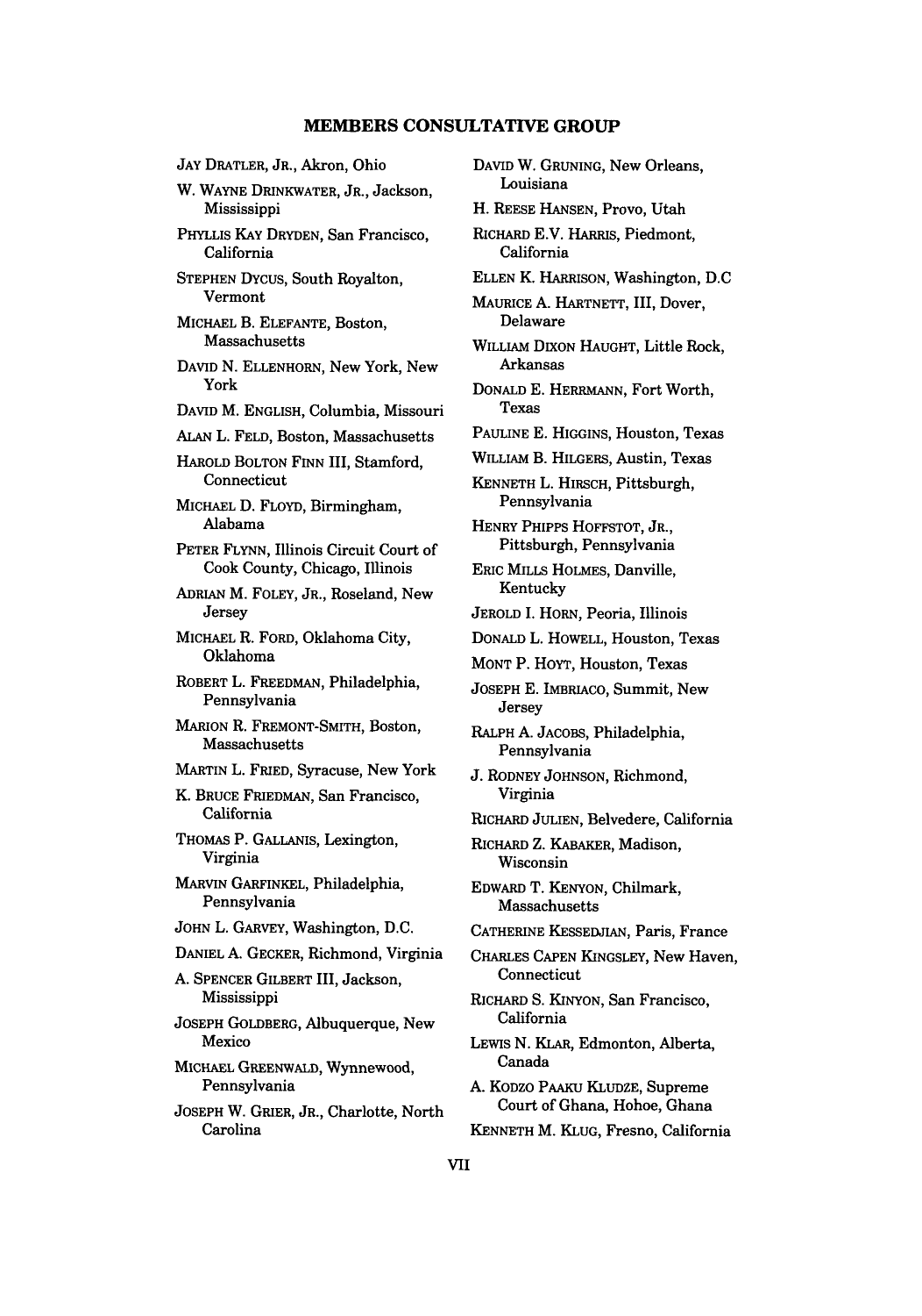## MEMBERS CONSULTATIVE GROUP

JAY DRATLER, JR., Akron, Ohio

W. WAYNE DRINKWATER, JR., Jackson, Mississippi

PHYLLIS KAY DRYDEN, San Francisco, California

STEPHEN DYCUS, South Royalton, Vermont

MICHAEL B. ELEFANTE, Boston, Massachusetts

DAVID N. ELLENHORN, New York, New York

DAVID M. ENGLISH, Columbia, Missouri

ALAN L. FELD, Boston, Massachusetts

HAROLD BOLTON FINN III, Stamford, Connecticut

MICHAEL D. FLOYD, Birmingham, Alabama

PETER FLYNN, Illinois Circuit Court of Cook County, Chicago, Illinois

ADRIAN M. FOLEY, JR., Roseland, New Jersey

MICHAEL R. FORD, Oklahoma City, Oklahoma

ROBERT L. FREEDMAN, Philadelphia, Pennsylvania

MARION R. FREMONT-SMITH, Boston, Massachusetts

MARTIN L. FRIED, Syracuse, New York

K. BRUCE FRIEDMAN, San Francisco, California

THOMAS P. GALLANIS, Lexington, Virginia

MARVIN GARFINKEL, Philadelphia, Pennsylvania

JOHN L. GARVEY, Washington, D.C.

DANIEL A. GECKER, Richmond, Virginia

A. SPENCER GILBERT III, Jackson, Mississippi

JOSEPH GOLDBERG, Albuquerque, New Mexico

MICHAEL GREENWALD, Wynnewood, Pennsylvania

JOSEPH W. GRIER, JR., Charlotte, North Carolina

DAVID W. GRUNING, New Orleans, Louisiana

H. REESE HANSEN, Provo, Utah

RICHARD E.V. HARRIS, Piedmont, California

ELLEN K. HARRISON, Washington, D.C

MAURICE A. HARTNETT, III, Dover, Delaware

WILLIAM DIXON HAUGHT, Little Rock, Arkansas

DONALD E. HERRMANN, Fort Worth, Texas

PAULINE E. HIGGINS, Houston, Texas

WILLIAM B. HILGERS, Austin, Texas

KENNETH L. HIRSCH, Pittsburgh, Pennsylvania

HENRY PHIPPS HOFFSTOT, JR., Pittsburgh, Pennsylvania

ERIC MILLS HOLMES, Danville, Kentucky

JEROLD I. HORN, Peoria, Illinois

DONALD L. HOWELL, Houston, Texas

MONT P. HOYT, Houston, Texas

JOSEPH E. IMBRIACO, Summit, New Jersey

RALPH A. JACOBS, Philadelphia, Pennsylvania

J. RODNEY JOHNSON, Richmond, Virginia

RICHARD JULIEN, Belvedere, California

RICHARD Z. KABAKER, Madison, Wisconsin

EDWARD T. KENYON, Chilmark, Massachusetts

CATHERINE KESSEDJIAN, Paris, France

CHARLES CAPEN KINGSLEY, New Haven, Connecticut

RICHARD S. KINYON, San Francisco, California

LEWIS N. KLAR, Edmonton, Alberta, Canada

A. KODZO PAAKU KLUDZE, Supreme Court of Ghana, Hohoe, Ghana

KENNETH M. KLUG, Fresno, California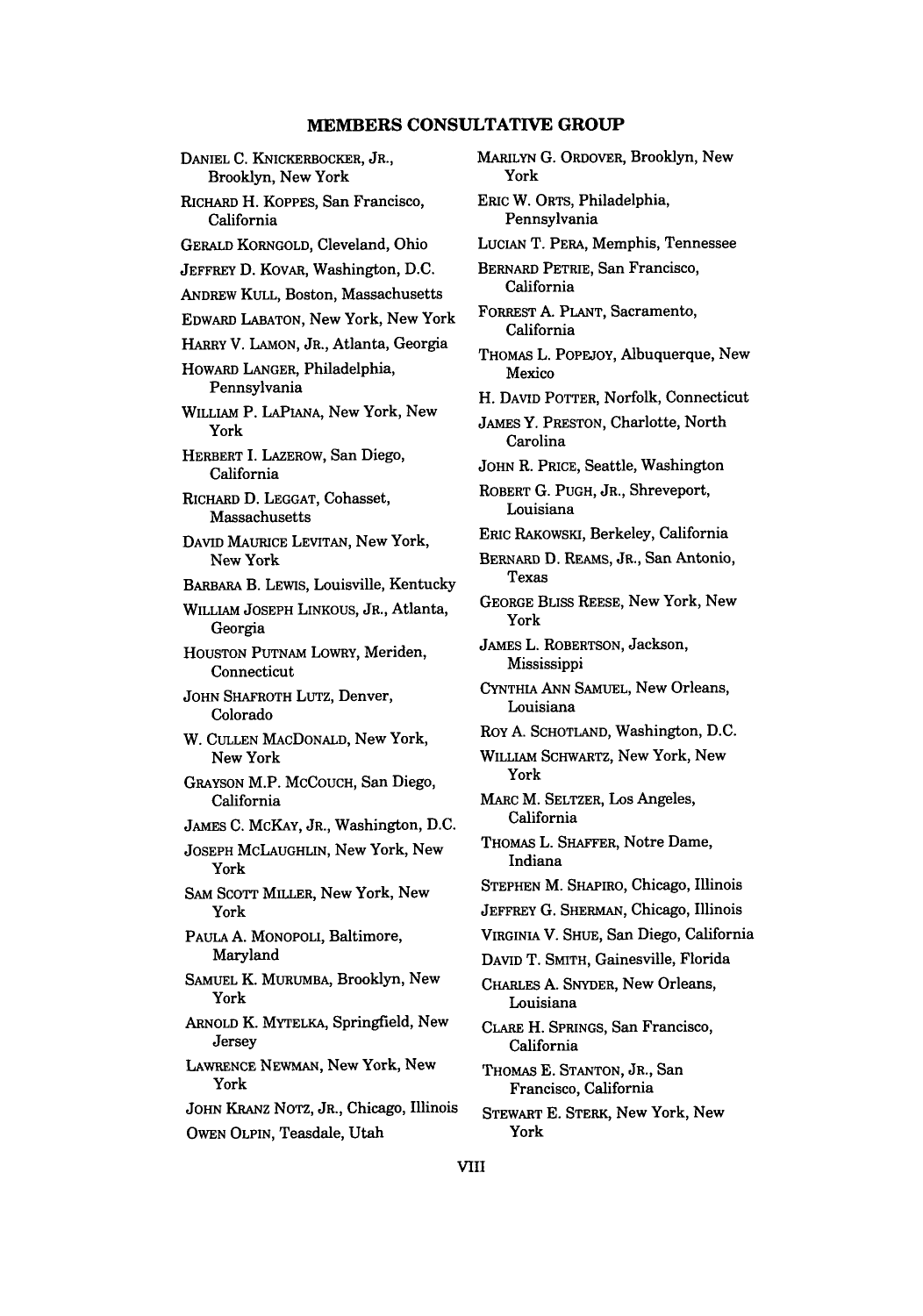## MEMBERS CONSULTATIVE GROUP

DANIEL C. KNICKERBOCKER, JR., Brooklyn, New York

RICHARD H. KOPPES, San Francisco, California

GERALD KORNGOLD, Cleveland, Ohio

JEFFREY D. KOVAR, Washington, D.C.

ANDREW KULL, Boston, Massachusetts

EDWARD LABATON, New York, New York

HARRY V. LAMON, JR., Atlanta, Georgia

HOWARD LANGER, Philadelphia, Pennsylvania

WILLIAM P. LAPIANA, New York, New York

HERBERT I. LAZEROW, San Diego, California

RICHARD D. LEGGAT, Cohasset, Massachusetts

DAVID MAURICE LEVITAN, New York, New York

BARBARA B. LEWIS, Louisville, Kentucky

WILLIAM JOSEPH LINKOUS, JR., Atlanta, Georgia

HOUSTON PUTNAM LOWRY, Meriden, Connecticut

JOHN SHAFROTH LUTZ, Denver, Colorado

W. CULLEN MACDONALD, New York, New York

GRAYSON M.P. MCCOUCH, San Diego, California

JAMES C. MCKAY, JR., Washington, D.C.

JOSEPH MCLAUGHLIN, New York, New York

SAM SCOTT MILLER, New York, New York

PAULA A. MONOPOLI, Baltimore, Maryland

SAMUEL K. MURUMBA, Brooklyn, New York

ARNOLD K. MYTELKA, Springfield, New Jersey

LAWRENCE NEWMAN, New York, New York

JOHN KRANZ NOTZ, JR., Chicago, Illinois

OWEN OLPIN, Teasdale, Utah

MARILYN G. ORDOVER, Brooklyn, New York

ERIC W. ORTS, Philadelphia, Pennsylvania

LUCIAN T. PERA, Memphis, Tennessee

BERNARD PETRIE, San Francisco, California

FORREST A. PLANT, Sacramento, California

THOMAS L. POPEJOY, Albuquerque, New Mexico

H. DAVID POTTER, Norfolk, Connecticut

JAMES Y. PRESTON, Charlotte, North Carolina

JOHN R. PRICE, Seattle, Washington

ROBERT G. PUGH, JR., Shreveport, Louisiana

ERIC RAKOWSKI, Berkeley, California

BERNARD D. REAMS, JR., San Antonio, Texas

GEORGE BLISS REESE, New York, New York

JAMES L. ROBERTSON, Jackson, Mississippi

CYNTHIA ANN SAMUEL, New Orleans, Louisiana

ROY A. SCHOTLAND, Washington, D.C.

WILLIAM SCHWARTZ, New York, New York

MARC M. SELTZER, Los Angeles, California

THOMAS L. SHAFFER, Notre Dame, Indiana

STEPHEN M. SHAPIRO, Chicago, Illinois

JEFFREY G. SHERMAN, Chicago, Illinois

VIRGINIA V. SHUE, San Diego, California

DAVID T. SMITH, Gainesville, Florida

CHARLES A. SNYDER, New Orleans, Louisiana

CLARE H. SPRINGS, San Francisco, California

THOMAS E. STANTON, JR., San Francisco, California

STEWART E. STERK, New York, New York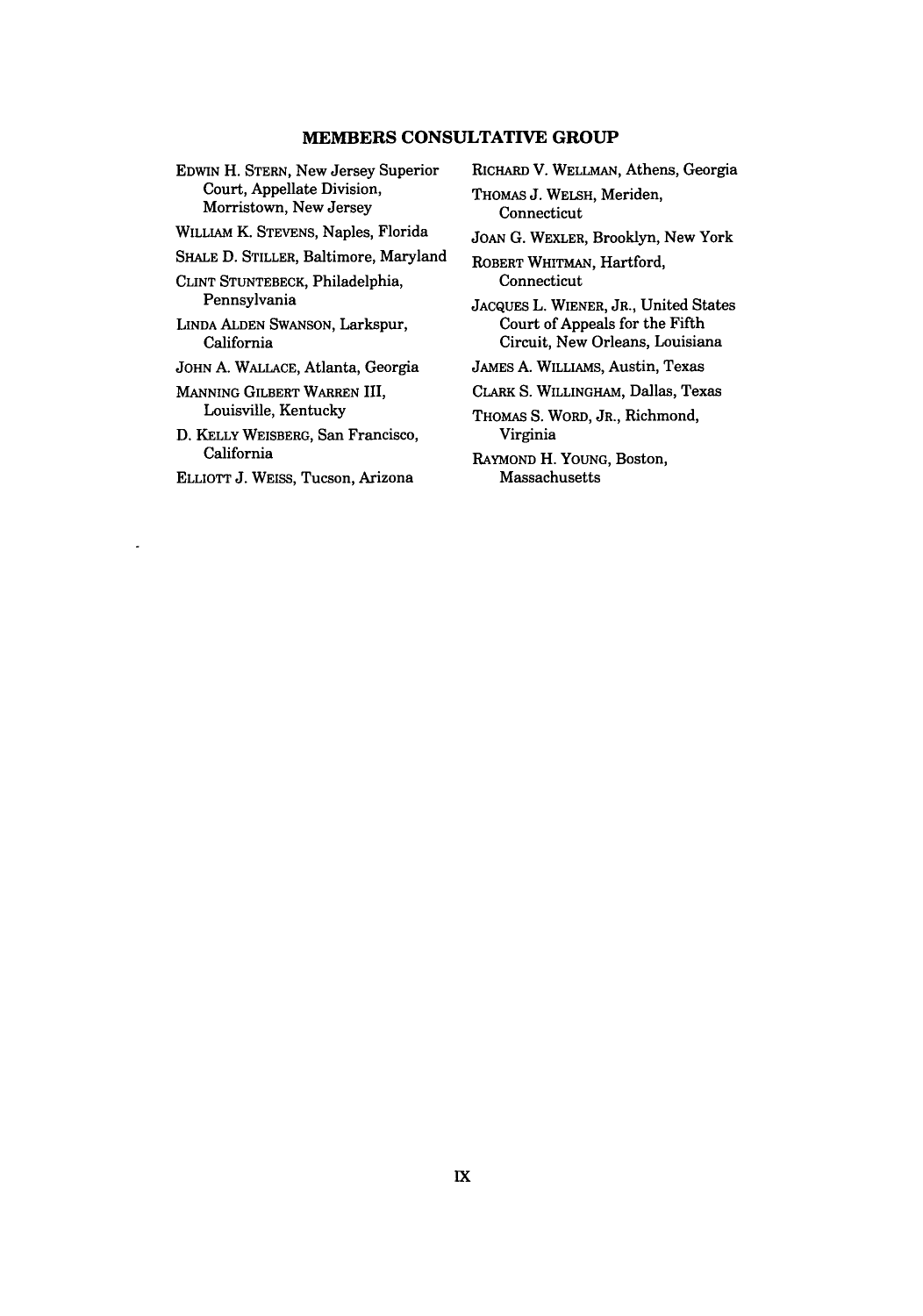## MEMBERS CONSULTATIVE GROUP

EDWIN H. STERN, New Jersey Superior Court, Appellate Division, Morristown, New Jersey

WILLIAM K. STEVENS, Naples, Florida

SHALE D. STILLER, Baltimore, Maryland

CLINT STUNTEBECK, Philadelphia, Pennsylvania

LINDA ALDEN SWANSON, Larkspur, California

JOHN A. WALLACE, Atlanta, Georgia

MANNING GILBERT WARREN III, Louisville, Kentucky

D. KELLY WEISBERG, San Francisco, California

ELLIOTT J. WEISS, Tucson, Arizona

RICHARD V. WELLMAN, Athens, Georgia

THOMAS J. WELSH, Meriden, Connecticut

JOAN G. WEXLER, Brooklyn, New York

ROBERT WHITMAN, Hartford, Connecticut

JACQUES L. WIENER, JR., United States Court of Appeals for the Fifth Circuit, New Orleans, Louisiana

JAMES A. WILLIAMS, Austin, Texas

CLARK S. WILLINGHAM, Dallas, Texas

THOMAS S. WORD, JR., Richmond, Virginia

RAYMOND H. YOUNG, Boston, Massachusetts